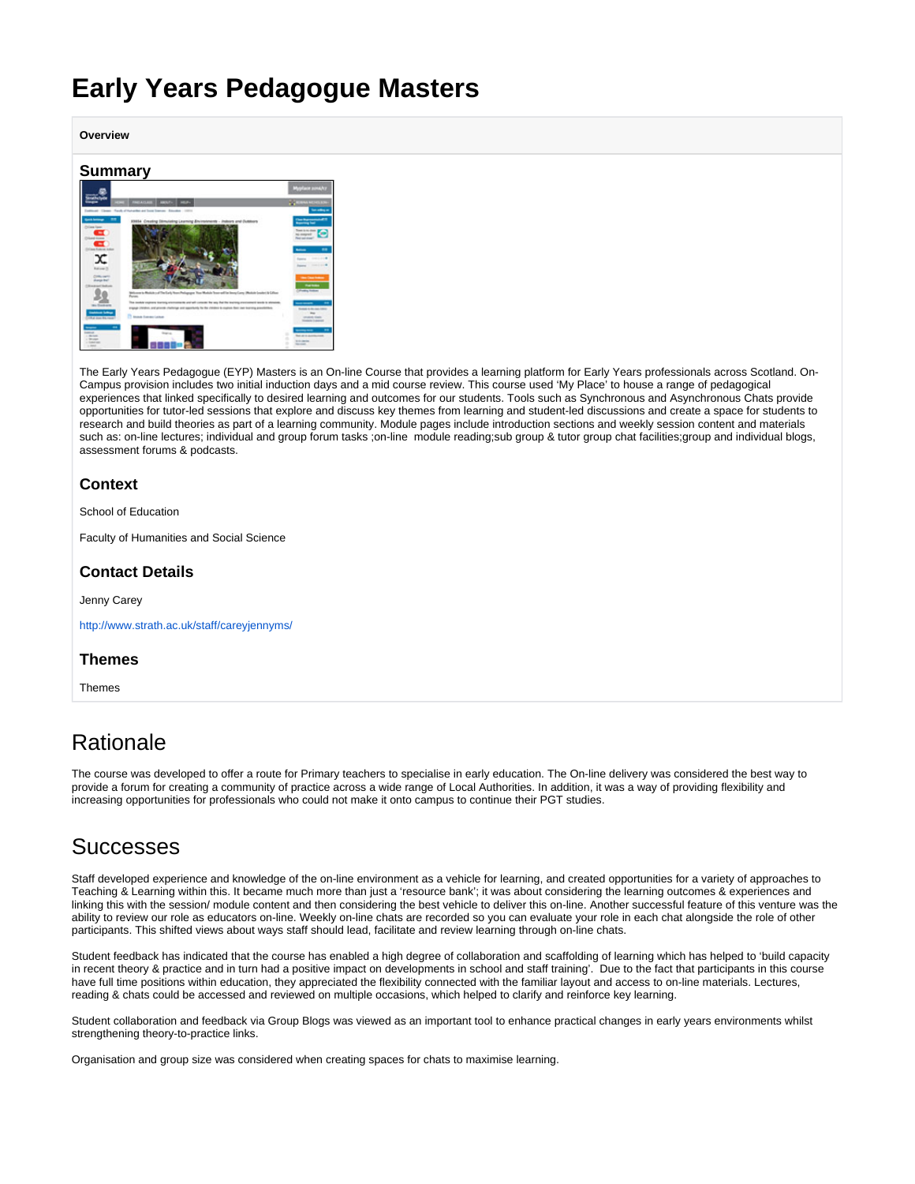# Early Years Pedagogue Masters

**Overview**

## Summary

The Early Years Pedagogue (EYP) Masters is an On-line Course that provides a learning platform for Early Years professionals across Scotland. On-Campus provision includes two initial induction days and a mid course review. This course used 'My Place' to house a range of pedagogical experiences that linked specifically to desired learning and outcomes for our students. Tools such as Synchronous and Asynchronous Chats provide opportunities for tutor-led sessions that explore and discuss key themes from learning and student-led discussions and create a space for students to research and build theories as part of a learning community. Module pages include introduction sections and weekly session content and materials such as: on-line lectures; individual and group forum tasks ;on-line module reading;sub group & tutor group chat facilities;group and individual blogs, assessment forums & podcasts.

## Context

School of Education

Faculty of Humanities and Social Science

## Contact Details

Jenny Carey

http://www.strath.ac.uk/staff/careyjennyms/

## Themes

Themes

# Rationale

The course was developed to offer a route for Primary teachers to specialise in early education. The On-line delivery was considered the best way to provide a forum for creating a community of practice across a wide range of Local Authorities. In addition, it was a way of providing flexibility and increasing opportunities for professionals who could not make it onto campus to continue their PGT studies.

# Successes

Staff developed experience and knowledge of the on-line environment as a vehicle for learning, and created opportunities for a variety of approaches to Teaching & Learning within this. It became much more than just a 'resource bank'; it was about considering the learning outcomes & experiences and linking this with the session/ module content and then considering the best vehicle to deliver this on-line. Another successful feature of this venture was the ability to review our role as educators on-line. Weekly on-line chats are recorded so you can evaluate your role in each chat alongside the role of other participants. This shifted views about ways staff should lead, facilitate and review learning through on-line chats.

Student feedback has indicated that the course has enabled a high degree of collaboration and scaffolding of learning which has helped to 'build capacity in recent theory & practice and in turn had a positive impact on developments in school and staff training'. Due to the fact that participants in this course have full time positions within education, they appreciated the flexibility connected with the familiar layout and access to on-line materials. Lectures, reading & chats could be accessed and reviewed on multiple occasions, which helped to clarify and reinforce key learning.

Student collaboration and feedback via Group Blogs was viewed as an important tool to enhance practical changes in early years environments whilst strengthening theory-to-practice links.

Organisation and group size was considered when creating spaces for chats to maximise learning.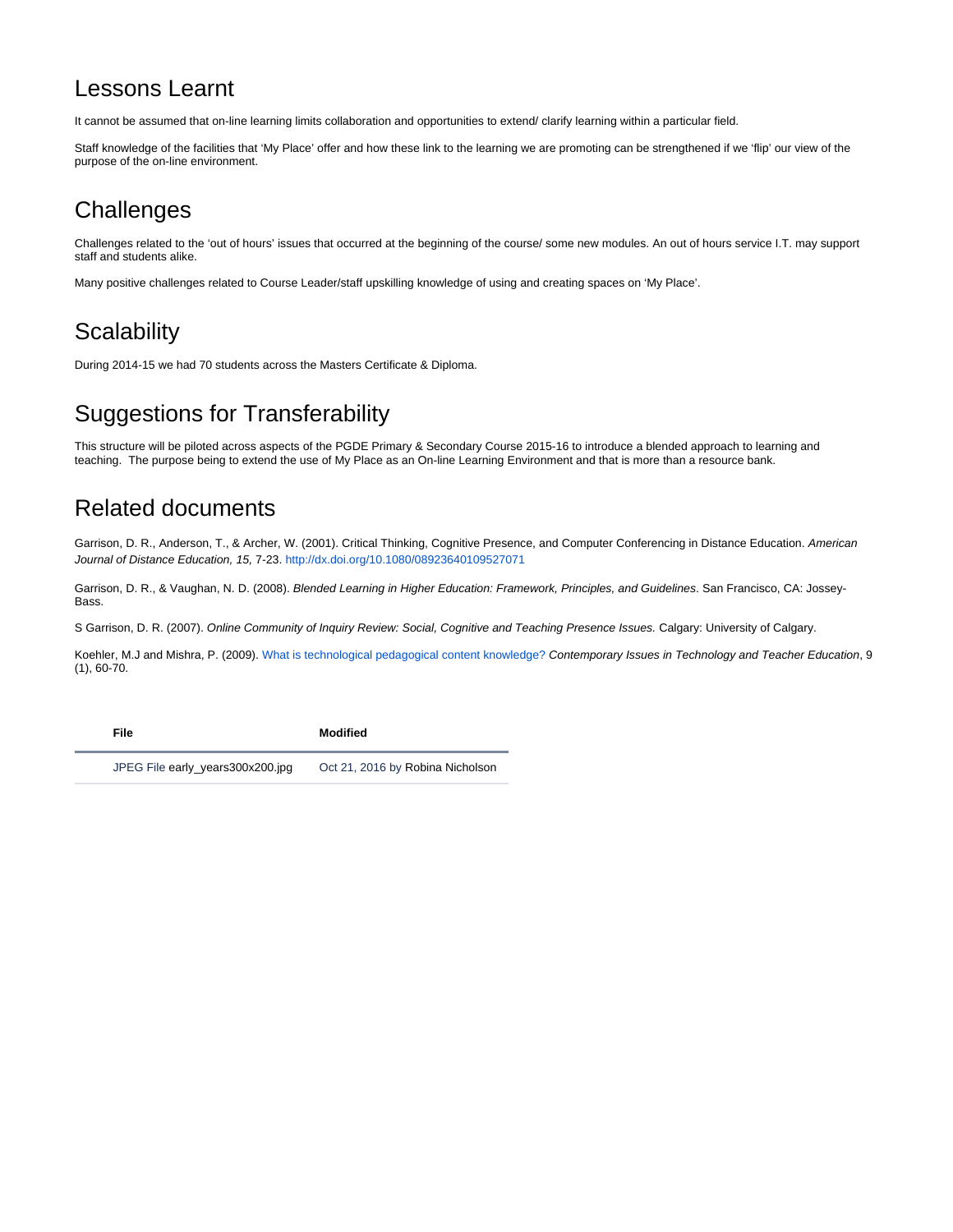## Lessons Learnt

It cannot be assumed that on-line learning limits collaboration and opportunities to extend/ clarify learning within a particular field.

Staff knowledge of the facilities that 'My Place' offer and how these link to the learning we are promoting can be strengthened if we 'flip' our view of the purpose of the on-line environment.

## Challenges

Challenges related to the 'out of hours' issues that occurred at the beginning of the course/ some new modules. An out of hours service I.T. may support staff and students alike.

Many positive challenges related to Course Leader/staff upskilling knowledge of using and creating spaces on 'My Place'.

## Scalability

During 2014-15 we had 70 students across the Masters Certificate & Diploma.

## Suggestions for Transferability

This structure will be piloted across aspects of the PGDE Primary & Secondary Course 2015-16 to introduce a blended approach to learning and teaching. The purpose being to extend the use of My Place as an On-line Learning Environment and that is more than a resource bank.

## Related documents

Garrison, D. R., Anderson, T., & Archer, W. (2001). Critical Thinking, Cognitive Presence, and Computer Conferencing in Distance Education. *American Journal of Distance Education, 15,* 7-23. http://dx.doi.org/10.1080/08923640109527071

Garrison, D. R., & Vaughan, N. D. (2008). *Blended Learning in Higher Education: Framework, Principles, and Guidelines*. San Francisco, CA: Jossey-Bass.

S Garrison, D. R. (2007). *Online Community of Inquiry Review: Social, Cognitive and Teaching Presence Issues.* Calgary: University of Calgary.

Koehler, M.J and Mishra, P. (2009). What is technological pedagogical content knowledge? *Contemporary Issues in Technology and Teacher Education*, 9 (1), 60-70.

| File | Modified |
| --- | --- |
| JPEG File early_years300x200.jpg | Oct 21, 2016 by Robina Nicholson |